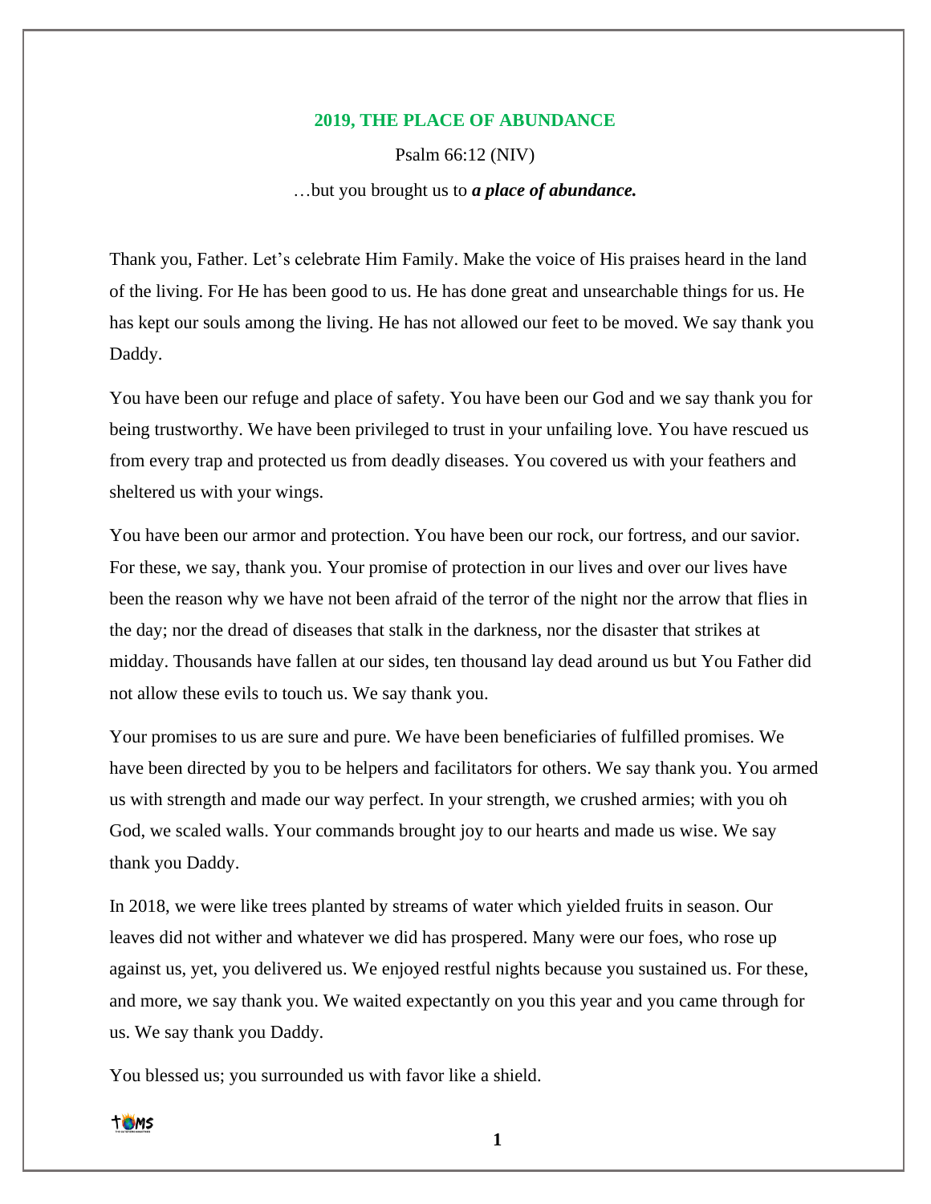## 2019, THE PLACE OF ABUNDANCE

Psalm 66:12 (NIV)

…but you brought us to ***a place of abundance.***

Thank you, Father. Let's celebrate Him Family. Make the voice of His praises heard in the land of the living. For He has been good to us. He has done great and unsearchable things for us. He has kept our souls among the living. He has not allowed our feet to be moved. We say thank you Daddy.

You have been our refuge and place of safety. You have been our God and we say thank you for being trustworthy. We have been privileged to trust in your unfailing love. You have rescued us from every trap and protected us from deadly diseases. You covered us with your feathers and sheltered us with your wings.

You have been our armor and protection. You have been our rock, our fortress, and our savior. For these, we say, thank you. Your promise of protection in our lives and over our lives have been the reason why we have not been afraid of the terror of the night nor the arrow that flies in the day; nor the dread of diseases that stalk in the darkness, nor the disaster that strikes at midday. Thousands have fallen at our sides, ten thousand lay dead around us but You Father did not allow these evils to touch us. We say thank you.

Your promises to us are sure and pure. We have been beneficiaries of fulfilled promises. We have been directed by you to be helpers and facilitators for others. We say thank you. You armed us with strength and made our way perfect. In your strength, we crushed armies; with you oh God, we scaled walls. Your commands brought joy to our hearts and made us wise. We say thank you Daddy.

In 2018, we were like trees planted by streams of water which yielded fruits in season. Our leaves did not wither and whatever we did has prospered. Many were our foes, who rose up against us, yet, you delivered us. We enjoyed restful nights because you sustained us. For these, and more, we say thank you. We waited expectantly on you this year and you came through for us. We say thank you Daddy.

You blessed us; you surrounded us with favor like a shield.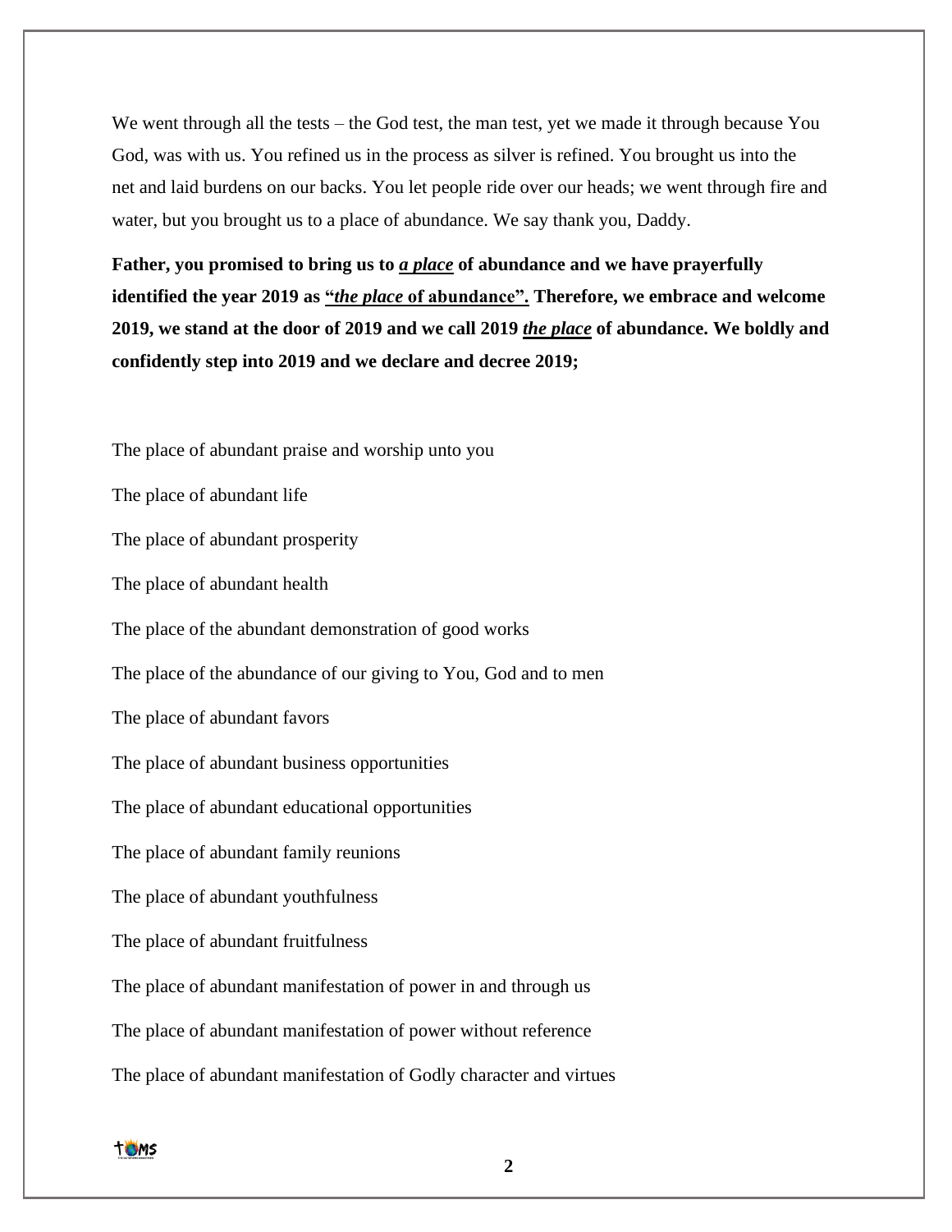We went through all the tests – the God test, the man test, yet we made it through because You God, was with us. You refined us in the process as silver is refined. You brought us into the net and laid burdens on our backs. You let people ride over our heads; we went through fire and water, but you brought us to a place of abundance. We say thank you, Daddy.

**Father, you promised to bring us to *a place* of abundance and we have prayerfully identified the year 2019 as "*the place* of abundance". Therefore, we embrace and welcome 2019, we stand at the door of 2019 and we call 2019 *the place* of abundance. We boldly and confidently step into 2019 and we declare and decree 2019;**

The place of abundant praise and worship unto you

The place of abundant life

The place of abundant prosperity

The place of abundant health

The place of the abundant demonstration of good works

The place of the abundance of our giving to You, God and to men

The place of abundant favors

The place of abundant business opportunities

The place of abundant educational opportunities

The place of abundant family reunions

The place of abundant youthfulness

The place of abundant fruitfulness

The place of abundant manifestation of power in and through us

The place of abundant manifestation of power without reference

The place of abundant manifestation of Godly character and virtues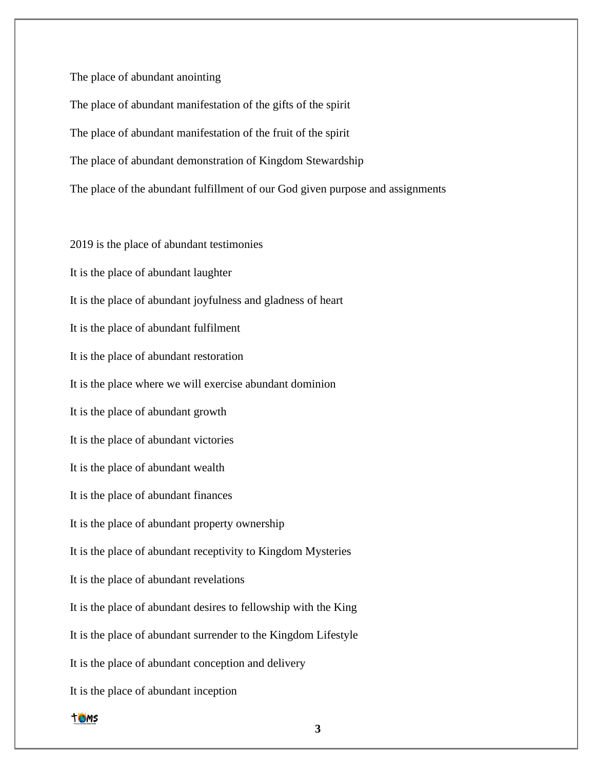The place of abundant anointing

The place of abundant manifestation of the gifts of the spirit

The place of abundant manifestation of the fruit of the spirit

The place of abundant demonstration of Kingdom Stewardship

The place of the abundant fulfillment of our God given purpose and assignments

2019 is the place of abundant testimonies

It is the place of abundant laughter

It is the place of abundant joyfulness and gladness of heart

It is the place of abundant fulfilment

It is the place of abundant restoration

It is the place where we will exercise abundant dominion

It is the place of abundant growth

It is the place of abundant victories

It is the place of abundant wealth

It is the place of abundant finances

It is the place of abundant property ownership

It is the place of abundant receptivity to Kingdom Mysteries

It is the place of abundant revelations

It is the place of abundant desires to fellowship with the King

It is the place of abundant surrender to the Kingdom Lifestyle

It is the place of abundant conception and delivery

It is the place of abundant inception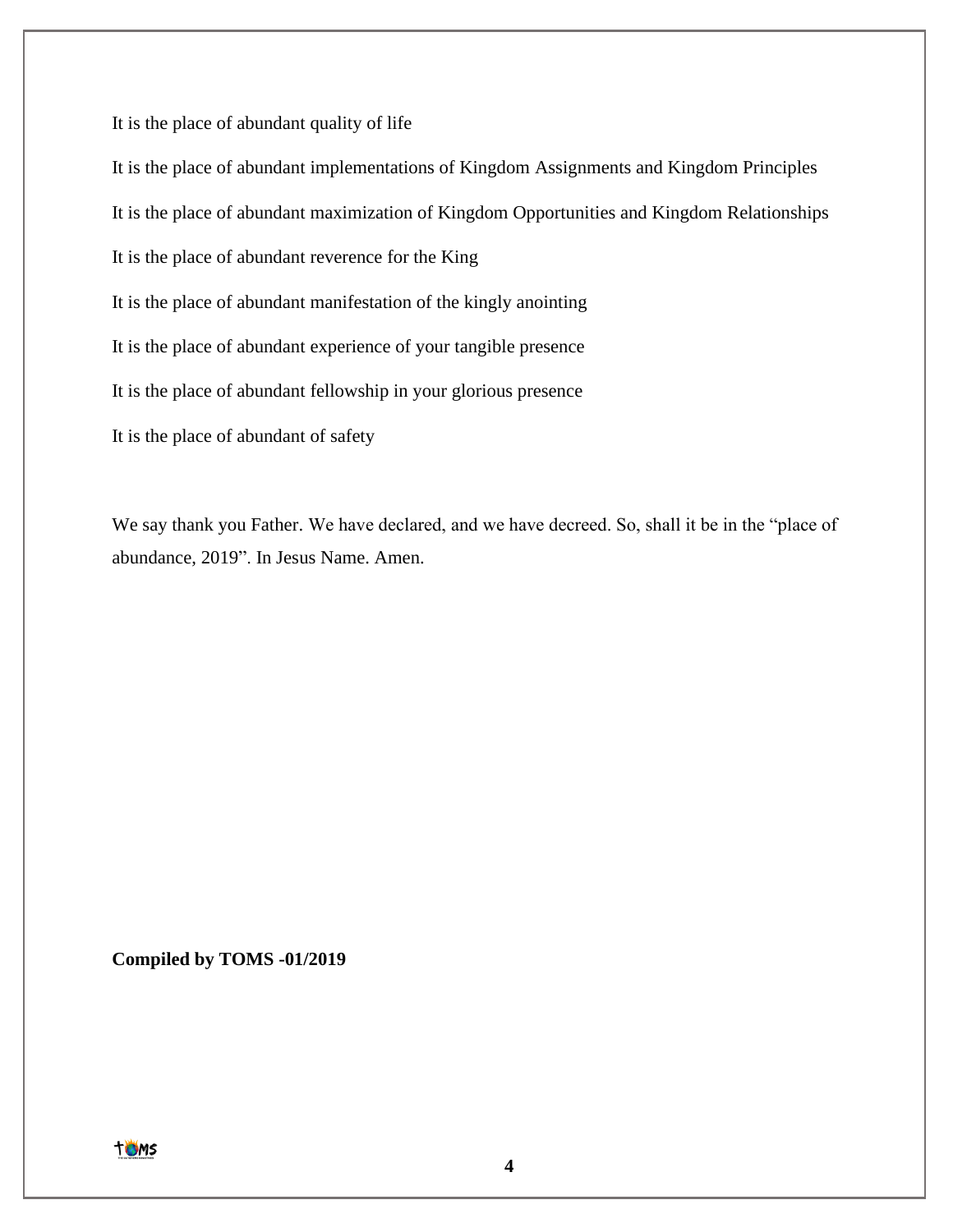It is the place of abundant quality of life

It is the place of abundant implementations of Kingdom Assignments and Kingdom Principles

It is the place of abundant maximization of Kingdom Opportunities and Kingdom Relationships

It is the place of abundant reverence for the King

It is the place of abundant manifestation of the kingly anointing

It is the place of abundant experience of your tangible presence

It is the place of abundant fellowship in your glorious presence

It is the place of abundant of safety

We say thank you Father. We have declared, and we have decreed. So, shall it be in the "place of abundance, 2019". In Jesus Name. Amen.

**Compiled by TOMS -01/2019**